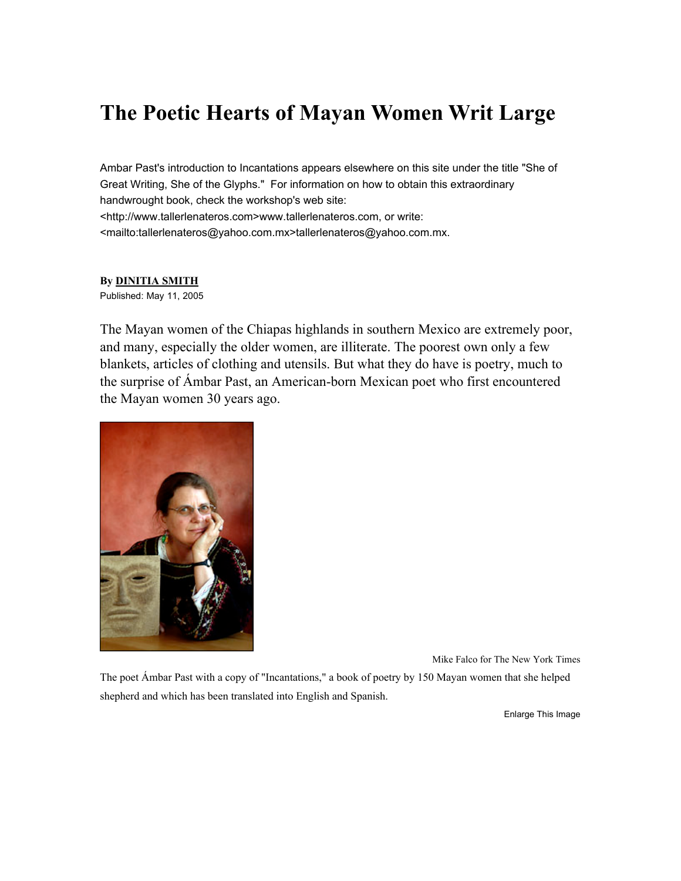# The Poetic Hearts of Mayan Women Writ Large

Ambar Past's introduction to Incantations appears elsewhere on this site under the title "She of Great Writing, She of the Glyphs." For information on how to obtain this extraordinary handwrought book, check the workshop's web site: <http://www.tallerlenateros.com>www.tallerlenateros.com, or write: <mailto:tallerlenateros@yahoo.com.mx>tallerlenateros@yahoo.com.mx.

**By DINITIA SMITH**
Published: May 11, 2005

The Mayan women of the Chiapas highlands in southern Mexico are extremely poor, and many, especially the older women, are illiterate. The poorest own only a few blankets, articles of clothing and utensils. But what they do have is poetry, much to the surprise of Ámbar Past, an American-born Mexican poet who first encountered the Mayan women 30 years ago.

Mike Falco for The New York Times

The poet Ámbar Past with a copy of "Incantations," a book of poetry by 150 Mayan women that she helped shepherd and which has been translated into English and Spanish.

Enlarge This Image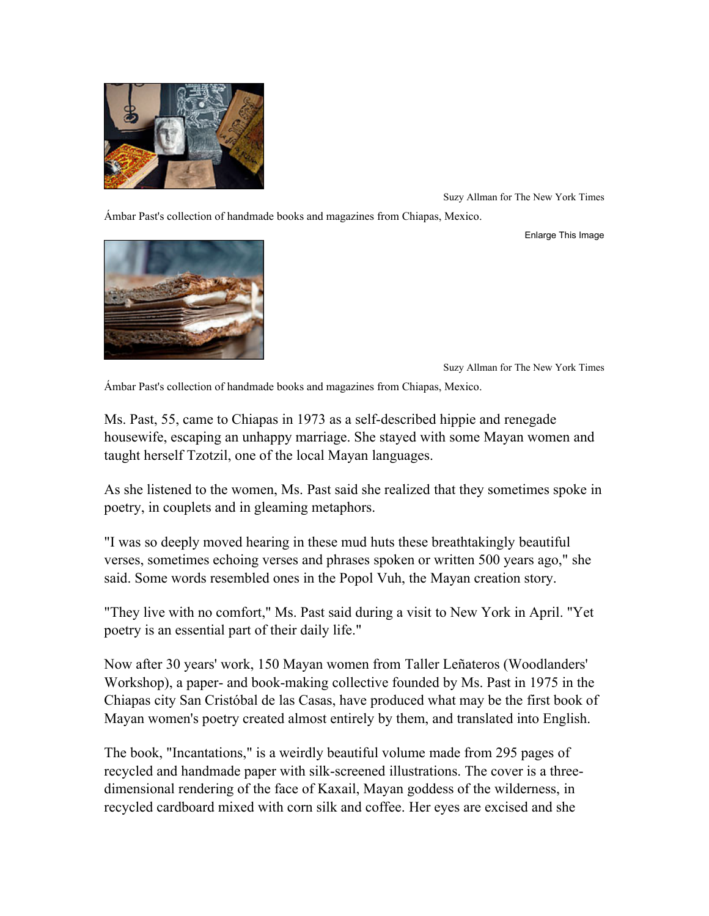Suzy Allman for The New York Times

Ámbar Past's collection of handmade books and magazines from Chiapas, Mexico.

Enlarge This Image

Suzy Allman for The New York Times

Ámbar Past's collection of handmade books and magazines from Chiapas, Mexico.

Ms. Past, 55, came to Chiapas in 1973 as a self-described hippie and renegade housewife, escaping an unhappy marriage. She stayed with some Mayan women and taught herself Tzotzil, one of the local Mayan languages.

As she listened to the women, Ms. Past said she realized that they sometimes spoke in poetry, in couplets and in gleaming metaphors.

"I was so deeply moved hearing in these mud huts these breathtakingly beautiful verses, sometimes echoing verses and phrases spoken or written 500 years ago," she said. Some words resembled ones in the Popol Vuh, the Mayan creation story.

"They live with no comfort," Ms. Past said during a visit to New York in April. "Yet poetry is an essential part of their daily life."

Now after 30 years' work, 150 Mayan women from Taller Leñateros (Woodlanders' Workshop), a paper- and book-making collective founded by Ms. Past in 1975 in the Chiapas city San Cristóbal de las Casas, have produced what may be the first book of Mayan women's poetry created almost entirely by them, and translated into English.

The book, "Incantations," is a weirdly beautiful volume made from 295 pages of recycled and handmade paper with silk-screened illustrations. The cover is a three-dimensional rendering of the face of Kaxail, Mayan goddess of the wilderness, in recycled cardboard mixed with corn silk and coffee. Her eyes are excised and she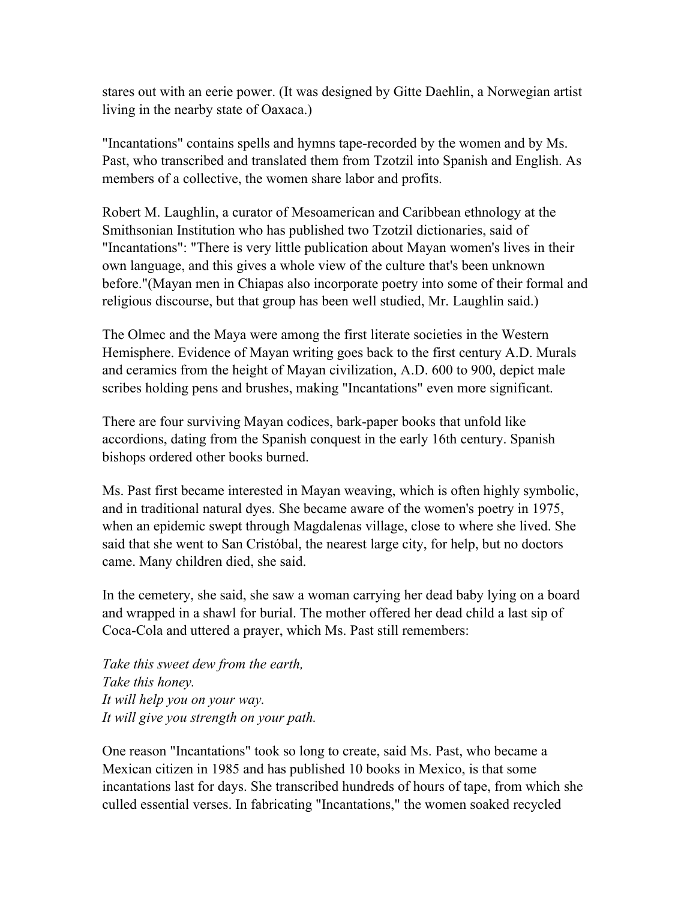stares out with an eerie power. (It was designed by Gitte Daehlin, a Norwegian artist living in the nearby state of Oaxaca.)

"Incantations" contains spells and hymns tape-recorded by the women and by Ms. Past, who transcribed and translated them from Tzotzil into Spanish and English. As members of a collective, the women share labor and profits.

Robert M. Laughlin, a curator of Mesoamerican and Caribbean ethnology at the Smithsonian Institution who has published two Tzotzil dictionaries, said of "Incantations": "There is very little publication about Mayan women's lives in their own language, and this gives a whole view of the culture that's been unknown before."(Mayan men in Chiapas also incorporate poetry into some of their formal and religious discourse, but that group has been well studied, Mr. Laughlin said.)

The Olmec and the Maya were among the first literate societies in the Western Hemisphere. Evidence of Mayan writing goes back to the first century A.D. Murals and ceramics from the height of Mayan civilization, A.D. 600 to 900, depict male scribes holding pens and brushes, making "Incantations" even more significant.

There are four surviving Mayan codices, bark-paper books that unfold like accordions, dating from the Spanish conquest in the early 16th century. Spanish bishops ordered other books burned.

Ms. Past first became interested in Mayan weaving, which is often highly symbolic, and in traditional natural dyes. She became aware of the women's poetry in 1975, when an epidemic swept through Magdalenas village, close to where she lived. She said that she went to San Cristóbal, the nearest large city, for help, but no doctors came. Many children died, she said.

In the cemetery, she said, she saw a woman carrying her dead baby lying on a board and wrapped in a shawl for burial. The mother offered her dead child a last sip of Coca-Cola and uttered a prayer, which Ms. Past still remembers:

*Take this sweet dew from the earth,*
*Take this honey.*
*It will help you on your way.*
*It will give you strength on your path.*

One reason "Incantations" took so long to create, said Ms. Past, who became a Mexican citizen in 1985 and has published 10 books in Mexico, is that some incantations last for days. She transcribed hundreds of hours of tape, from which she culled essential verses. In fabricating "Incantations," the women soaked recycled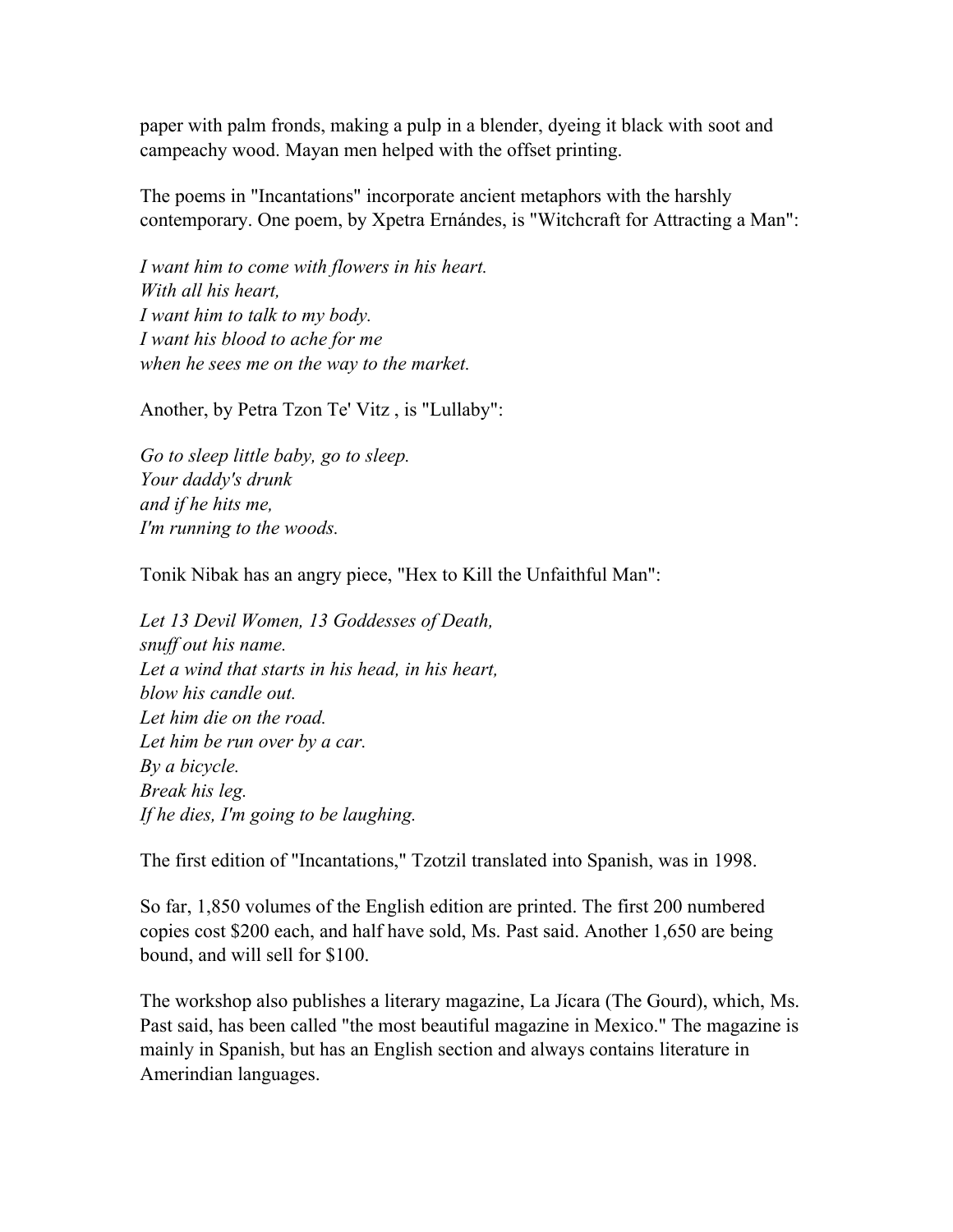paper with palm fronds, making a pulp in a blender, dyeing it black with soot and campeachy wood. Mayan men helped with the offset printing.

The poems in "Incantations" incorporate ancient metaphors with the harshly contemporary. One poem, by Xpetra Ernándes, is "Witchcraft for Attracting a Man":

*I want him to come with flowers in his heart.*
*With all his heart,*
*I want him to talk to my body.*
*I want his blood to ache for me*
*when he sees me on the way to the market.*

Another, by Petra Tzon Te' Vitz , is "Lullaby":

*Go to sleep little baby, go to sleep.*
*Your daddy's drunk*
*and if he hits me,*
*I'm running to the woods.*

Tonik Nibak has an angry piece, "Hex to Kill the Unfaithful Man":

*Let 13 Devil Women, 13 Goddesses of Death,*
*snuff out his name.*
*Let a wind that starts in his head, in his heart,*
*blow his candle out.*
*Let him die on the road.*
*Let him be run over by a car.*
*By a bicycle.*
*Break his leg.*
*If he dies, I'm going to be laughing.*

The first edition of "Incantations," Tzotzil translated into Spanish, was in 1998.

So far, 1,850 volumes of the English edition are printed. The first 200 numbered copies cost $200 each, and half have sold, Ms. Past said. Another 1,650 are being bound, and will sell for $100.

The workshop also publishes a literary magazine, La Jícara (The Gourd), which, Ms. Past said, has been called "the most beautiful magazine in Mexico." The magazine is mainly in Spanish, but has an English section and always contains literature in Amerindian languages.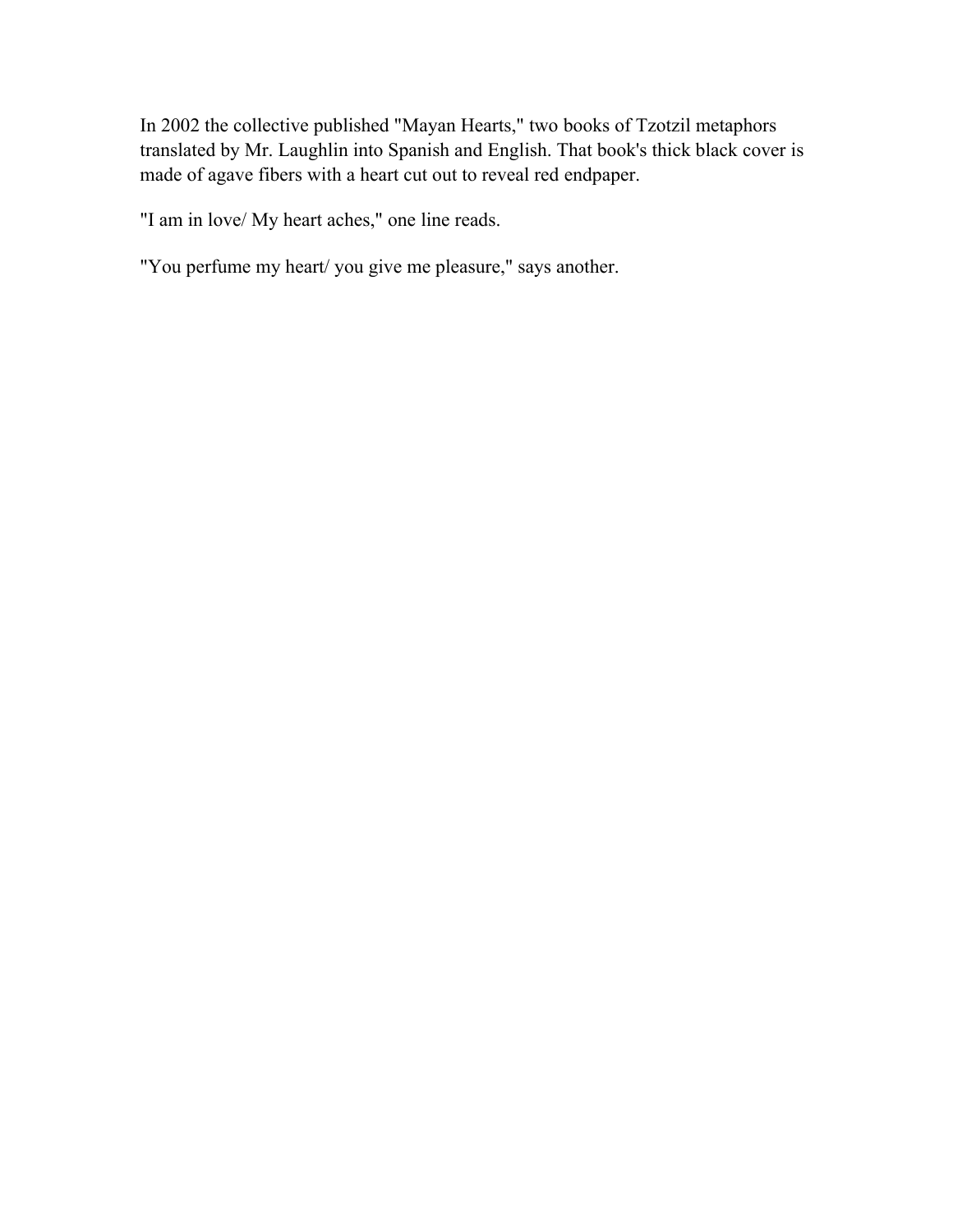In 2002 the collective published "Mayan Hearts," two books of Tzotzil metaphors translated by Mr. Laughlin into Spanish and English. That book's thick black cover is made of agave fibers with a heart cut out to reveal red endpaper.

"I am in love/ My heart aches," one line reads.

"You perfume my heart/ you give me pleasure," says another.